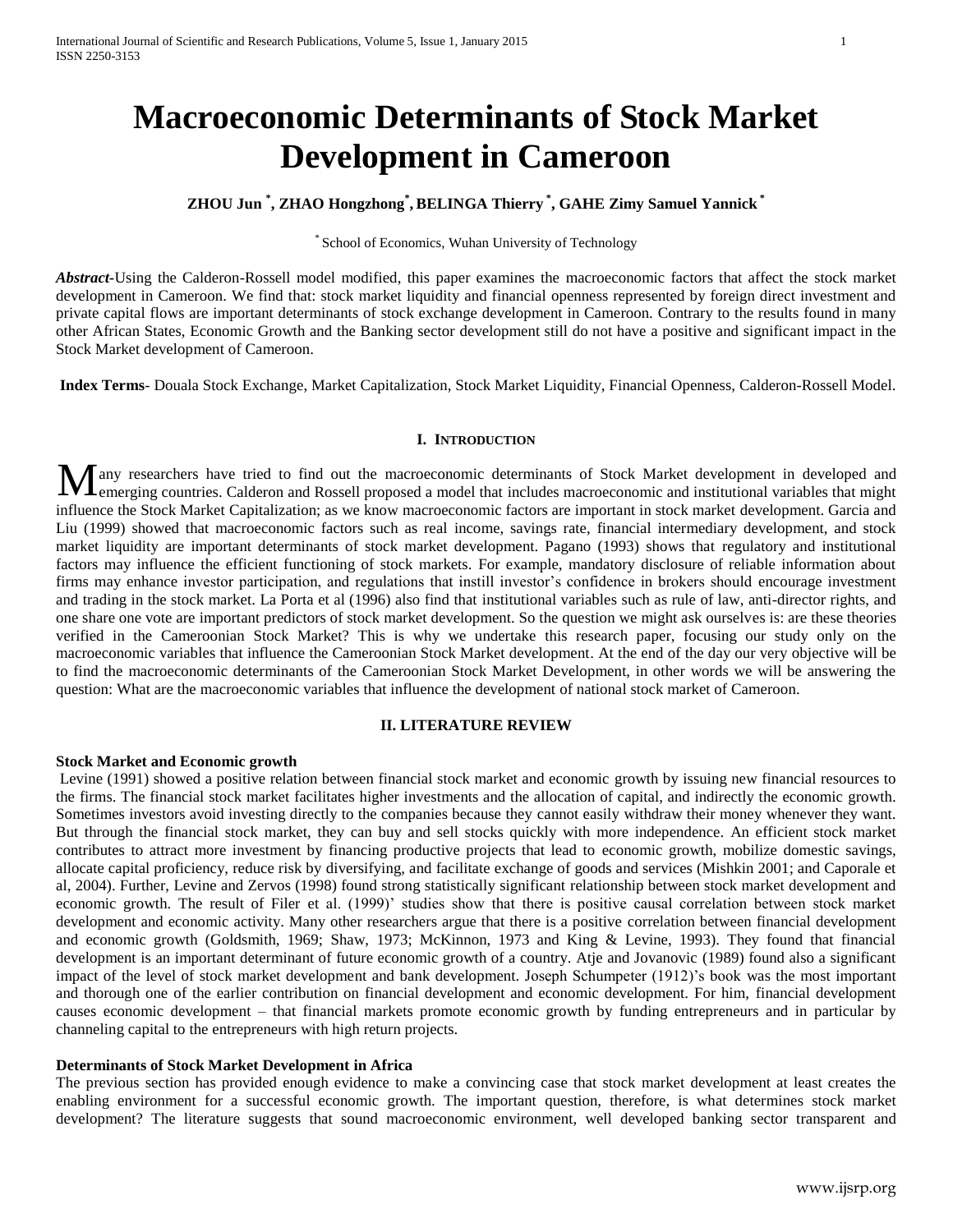# Macroeconomic Determinants of Stock Market Development in Cameroon

**ZHOU Jun [*], ZHAO Hongzhong[*], BELINGA Thierry [*], GAHE Zimy Samuel Yannick [*]**

[*] School of Economics, Wuhan University of Technology

***Abstract-***Using the Calderon-Rossell model modified, this paper examines the macroeconomic factors that affect the stock market development in Cameroon. We find that: stock market liquidity and financial openness represented by foreign direct investment and private capital flows are important determinants of stock exchange development in Cameroon. Contrary to the results found in many other African States, Economic Growth and the Banking sector development still do not have a positive and significant impact in the Stock Market development of Cameroon.

**Index Terms**- Douala Stock Exchange, Market Capitalization, Stock Market Liquidity, Financial Openness, Calderon-Rossell Model.

## I. Introduction

Many researchers have tried to find out the macroeconomic determinants of Stock Market development in developed and emerging countries. Calderon and Rossell proposed a model that includes macroeconomic and institutional variables that might influence the Stock Market Capitalization; as we know macroeconomic factors are important in stock market development. Garcia and Liu (1999) showed that macroeconomic factors such as real income, savings rate, financial intermediary development, and stock market liquidity are important determinants of stock market development. Pagano (1993) shows that regulatory and institutional factors may influence the efficient functioning of stock markets. For example, mandatory disclosure of reliable information about firms may enhance investor participation, and regulations that instill investor's confidence in brokers should encourage investment and trading in the stock market. La Porta et al (1996) also find that institutional variables such as rule of law, anti-director rights, and one share one vote are important predictors of stock market development. So the question we might ask ourselves is: are these theories verified in the Cameroonian Stock Market? This is why we undertake this research paper, focusing our study only on the macroeconomic variables that influence the Cameroonian Stock Market development. At the end of the day our very objective will be to find the macroeconomic determinants of the Cameroonian Stock Market Development, in other words we will be answering the question: What are the macroeconomic variables that influence the development of national stock market of Cameroon.

## II. LITERATURE REVIEW

### Stock Market and Economic growth

Levine (1991) showed a positive relation between financial stock market and economic growth by issuing new financial resources to the firms. The financial stock market facilitates higher investments and the allocation of capital, and indirectly the economic growth. Sometimes investors avoid investing directly to the companies because they cannot easily withdraw their money whenever they want. But through the financial stock market, they can buy and sell stocks quickly with more independence. An efficient stock market contributes to attract more investment by financing productive projects that lead to economic growth, mobilize domestic savings, allocate capital proficiency, reduce risk by diversifying, and facilitate exchange of goods and services (Mishkin 2001; and Caporale et al, 2004). Further, Levine and Zervos (1998) found strong statistically significant relationship between stock market development and economic growth. The result of Filer et al. (1999)' studies show that there is positive causal correlation between stock market development and economic activity. Many other researchers argue that there is a positive correlation between financial development and economic growth (Goldsmith, 1969; Shaw, 1973; McKinnon, 1973 and King & Levine, 1993). They found that financial development is an important determinant of future economic growth of a country. Atje and Jovanovic (1989) found also a significant impact of the level of stock market development and bank development. Joseph Schumpeter (1912)'s book was the most important and thorough one of the earlier contribution on financial development and economic development. For him, financial development causes economic development – that financial markets promote economic growth by funding entrepreneurs and in particular by channeling capital to the entrepreneurs with high return projects.

### Determinants of Stock Market Development in Africa

The previous section has provided enough evidence to make a convincing case that stock market development at least creates the enabling environment for a successful economic growth. The important question, therefore, is what determines stock market development? The literature suggests that sound macroeconomic environment, well developed banking sector transparent and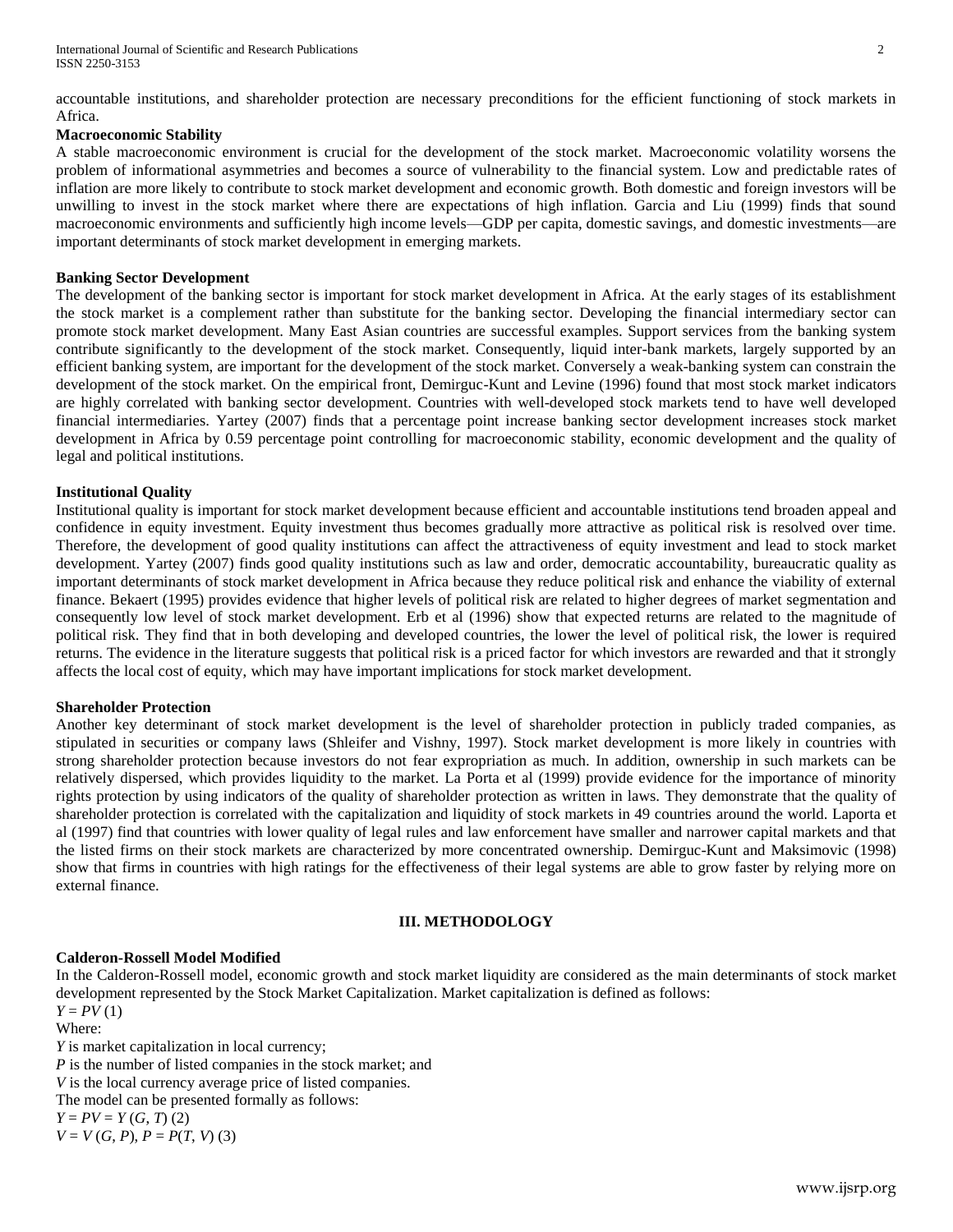accountable institutions, and shareholder protection are necessary preconditions for the efficient functioning of stock markets in Africa.

**Macroeconomic Stability**

A stable macroeconomic environment is crucial for the development of the stock market. Macroeconomic volatility worsens the problem of informational asymmetries and becomes a source of vulnerability to the financial system. Low and predictable rates of inflation are more likely to contribute to stock market development and economic growth. Both domestic and foreign investors will be unwilling to invest in the stock market where there are expectations of high inflation. Garcia and Liu (1999) finds that sound macroeconomic environments and sufficiently high income levels—GDP per capita, domestic savings, and domestic investments—are important determinants of stock market development in emerging markets.

**Banking Sector Development**

The development of the banking sector is important for stock market development in Africa. At the early stages of its establishment the stock market is a complement rather than substitute for the banking sector. Developing the financial intermediary sector can promote stock market development. Many East Asian countries are successful examples. Support services from the banking system contribute significantly to the development of the stock market. Consequently, liquid inter-bank markets, largely supported by an efficient banking system, are important for the development of the stock market. Conversely a weak-banking system can constrain the development of the stock market. On the empirical front, Demirguc-Kunt and Levine (1996) found that most stock market indicators are highly correlated with banking sector development. Countries with well-developed stock markets tend to have well developed financial intermediaries. Yartey (2007) finds that a percentage point increase banking sector development increases stock market development in Africa by 0.59 percentage point controlling for macroeconomic stability, economic development and the quality of legal and political institutions.

**Institutional Quality**

Institutional quality is important for stock market development because efficient and accountable institutions tend broaden appeal and confidence in equity investment. Equity investment thus becomes gradually more attractive as political risk is resolved over time. Therefore, the development of good quality institutions can affect the attractiveness of equity investment and lead to stock market development. Yartey (2007) finds good quality institutions such as law and order, democratic accountability, bureaucratic quality as important determinants of stock market development in Africa because they reduce political risk and enhance the viability of external finance. Bekaert (1995) provides evidence that higher levels of political risk are related to higher degrees of market segmentation and consequently low level of stock market development. Erb et al (1996) show that expected returns are related to the magnitude of political risk. They find that in both developing and developed countries, the lower the level of political risk, the lower is required returns. The evidence in the literature suggests that political risk is a priced factor for which investors are rewarded and that it strongly affects the local cost of equity, which may have important implications for stock market development.

**Shareholder Protection**

Another key determinant of stock market development is the level of shareholder protection in publicly traded companies, as stipulated in securities or company laws (Shleifer and Vishny, 1997). Stock market development is more likely in countries with strong shareholder protection because investors do not fear expropriation as much. In addition, ownership in such markets can be relatively dispersed, which provides liquidity to the market. La Porta et al (1999) provide evidence for the importance of minority rights protection by using indicators of the quality of shareholder protection as written in laws. They demonstrate that the quality of shareholder protection is correlated with the capitalization and liquidity of stock markets in 49 countries around the world. Laporta et al (1997) find that countries with lower quality of legal rules and law enforcement have smaller and narrower capital markets and that the listed firms on their stock markets are characterized by more concentrated ownership. Demirguc-Kunt and Maksimovic (1998) show that firms in countries with high ratings for the effectiveness of their legal systems are able to grow faster by relying more on external finance.

## III. METHODOLOGY

**Calderon-Rossell Model Modified**

In the Calderon-Rossell model, economic growth and stock market liquidity are considered as the main determinants of stock market development represented by the Stock Market Capitalization. Market capitalization is defined as follows:

$Y = PV$ (1)

Where:

$Y$ is market capitalization in local currency;

$P$ is the number of listed companies in the stock market; and

$V$ is the local currency average price of listed companies.

The model can be presented formally as follows:

$Y = PV = Y(G, T)$ (2)

$V = V(G, P)$, $P = P(T, V)$ (3)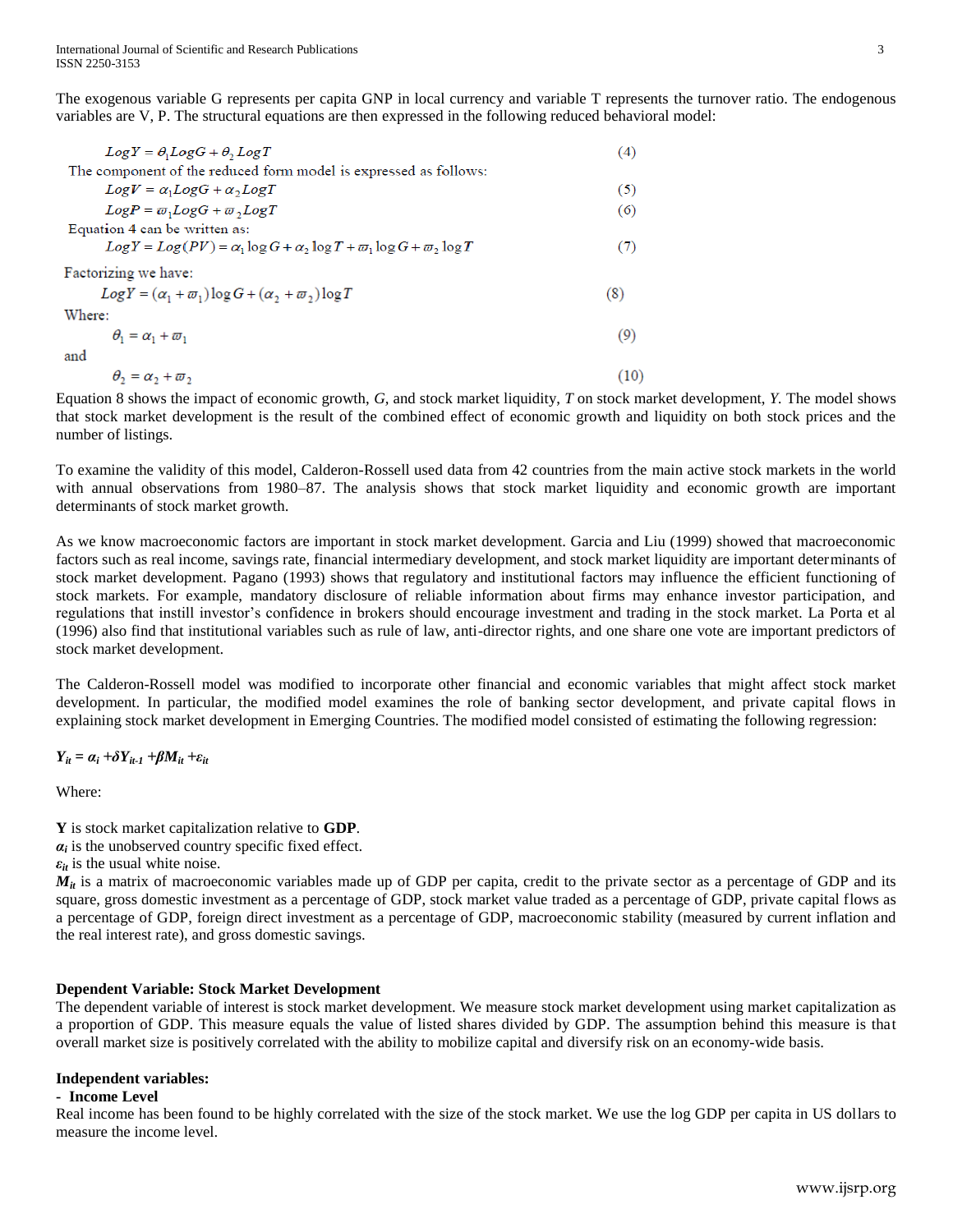The exogenous variable G represents per capita GNP in local currency and variable T represents the turnover ratio. The endogenous variables are V, P. The structural equations are then expressed in the following reduced behavioral model:

$$LogY = \theta_1 LogG + \theta_2 LogT \tag{4}$$

The component of the reduced form model is expressed as follows:

$$LogV = \alpha_1 LogG + \alpha_2 LogT \tag{5}$$

$$LogP = \varpi_1 LogG + \varpi_2 LogT \tag{6}$$

Equation 4 can be written as:

$$LogY = Log(PV) = \alpha_1 \log G + \alpha_2 \log T + \varpi_1 \log G + \varpi_2 \log T \tag{7}$$

Factorizing we have:

$$LogY = (\alpha_1 + \varpi_1)\log G + (\alpha_2 + \varpi_2)\log T \tag{8}$$

Where:

$$\theta_1 = \alpha_1 + \varpi_1 \tag{9}$$

and

$$\theta_2 = \alpha_2 + \varpi_2 \tag{10}$$

Equation 8 shows the impact of economic growth, *G,* and stock market liquidity, *T* on stock market development, *Y.* The model shows that stock market development is the result of the combined effect of economic growth and liquidity on both stock prices and the number of listings.

To examine the validity of this model, Calderon-Rossell used data from 42 countries from the main active stock markets in the world with annual observations from 1980–87. The analysis shows that stock market liquidity and economic growth are important determinants of stock market growth.

As we know macroeconomic factors are important in stock market development. Garcia and Liu (1999) showed that macroeconomic factors such as real income, savings rate, financial intermediary development, and stock market liquidity are important determinants of stock market development. Pagano (1993) shows that regulatory and institutional factors may influence the efficient functioning of stock markets. For example, mandatory disclosure of reliable information about firms may enhance investor participation, and regulations that instill investor's confidence in brokers should encourage investment and trading in the stock market. La Porta et al (1996) also find that institutional variables such as rule of law, anti-director rights, and one share one vote are important predictors of stock market development.

The Calderon-Rossell model was modified to incorporate other financial and economic variables that might affect stock market development. In particular, the modified model examines the role of banking sector development, and private capital flows in explaining stock market development in Emerging Countries. The modified model consisted of estimating the following regression:

$$Y_{it} = \alpha_i + \delta Y_{it-1} + \beta M_{it} + \varepsilon_{it}$$

Where:

**Y** is stock market capitalization relative to **GDP**.
$\alpha_i$ is the unobserved country specific fixed effect.
$\varepsilon_{it}$ is the usual white noise.
$M_{it}$ is a matrix of macroeconomic variables made up of GDP per capita, credit to the private sector as a percentage of GDP and its square, gross domestic investment as a percentage of GDP, stock market value traded as a percentage of GDP, private capital flows as a percentage of GDP, foreign direct investment as a percentage of GDP, macroeconomic stability (measured by current inflation and the real interest rate), and gross domestic savings.

**Dependent Variable: Stock Market Development**

The dependent variable of interest is stock market development. We measure stock market development using market capitalization as a proportion of GDP. This measure equals the value of listed shares divided by GDP. The assumption behind this measure is that overall market size is positively correlated with the ability to mobilize capital and diversify risk on an economy-wide basis.

**Independent variables:**

- **Income Level**

Real income has been found to be highly correlated with the size of the stock market. We use the log GDP per capita in US dollars to measure the income level.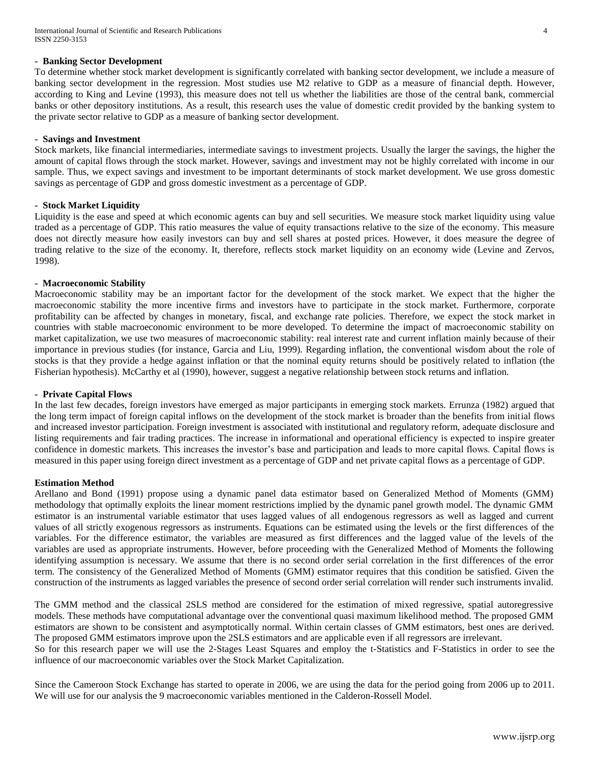**- Banking Sector Development**

To determine whether stock market development is significantly correlated with banking sector development, we include a measure of banking sector development in the regression. Most studies use M2 relative to GDP as a measure of financial depth. However, according to King and Levine (1993), this measure does not tell us whether the liabilities are those of the central bank, commercial banks or other depository institutions. As a result, this research uses the value of domestic credit provided by the banking system to the private sector relative to GDP as a measure of banking sector development.

**- Savings and Investment**

Stock markets, like financial intermediaries, intermediate savings to investment projects. Usually the larger the savings, the higher the amount of capital flows through the stock market. However, savings and investment may not be highly correlated with income in our sample. Thus, we expect savings and investment to be important determinants of stock market development. We use gross domestic savings as percentage of GDP and gross domestic investment as a percentage of GDP.

**- Stock Market Liquidity**

Liquidity is the ease and speed at which economic agents can buy and sell securities. We measure stock market liquidity using value traded as a percentage of GDP. This ratio measures the value of equity transactions relative to the size of the economy. This measure does not directly measure how easily investors can buy and sell shares at posted prices. However, it does measure the degree of trading relative to the size of the economy. It, therefore, reflects stock market liquidity on an economy wide (Levine and Zervos, 1998).

**- Macroeconomic Stability**

Macroeconomic stability may be an important factor for the development of the stock market. We expect that the higher the macroeconomic stability the more incentive firms and investors have to participate in the stock market. Furthermore, corporate profitability can be affected by changes in monetary, fiscal, and exchange rate policies. Therefore, we expect the stock market in countries with stable macroeconomic environment to be more developed. To determine the impact of macroeconomic stability on market capitalization, we use two measures of macroeconomic stability: real interest rate and current inflation mainly because of their importance in previous studies (for instance, Garcia and Liu, 1999). Regarding inflation, the conventional wisdom about the role of stocks is that they provide a hedge against inflation or that the nominal equity returns should be positively related to inflation (the Fisherian hypothesis). McCarthy et al (1990), however, suggest a negative relationship between stock returns and inflation.

**- Private Capital Flows**

In the last few decades, foreign investors have emerged as major participants in emerging stock markets. Errunza (1982) argued that the long term impact of foreign capital inflows on the development of the stock market is broader than the benefits from initial flows and increased investor participation. Foreign investment is associated with institutional and regulatory reform, adequate disclosure and listing requirements and fair trading practices. The increase in informational and operational efficiency is expected to inspire greater confidence in domestic markets. This increases the investor's base and participation and leads to more capital flows. Capital flows is measured in this paper using foreign direct investment as a percentage of GDP and net private capital flows as a percentage of GDP.

**Estimation Method**

Arellano and Bond (1991) propose using a dynamic panel data estimator based on Generalized Method of Moments (GMM) methodology that optimally exploits the linear moment restrictions implied by the dynamic panel growth model. The dynamic GMM estimator is an instrumental variable estimator that uses lagged values of all endogenous regressors as well as lagged and current values of all strictly exogenous regressors as instruments. Equations can be estimated using the levels or the first differences of the variables. For the difference estimator, the variables are measured as first differences and the lagged value of the levels of the variables are used as appropriate instruments. However, before proceeding with the Generalized Method of Moments the following identifying assumption is necessary. We assume that there is no second order serial correlation in the first differences of the error term. The consistency of the Generalized Method of Moments (GMM) estimator requires that this condition be satisfied. Given the construction of the instruments as lagged variables the presence of second order serial correlation will render such instruments invalid.

The GMM method and the classical 2SLS method are considered for the estimation of mixed regressive, spatial autoregressive models. These methods have computational advantage over the conventional quasi maximum likelihood method. The proposed GMM estimators are shown to be consistent and asymptotically normal. Within certain classes of GMM estimators, best ones are derived. The proposed GMM estimators improve upon the 2SLS estimators and are applicable even if all regressors are irrelevant.
So for this research paper we will use the 2-Stages Least Squares and employ the t-Statistics and F-Statistics in order to see the influence of our macroeconomic variables over the Stock Market Capitalization.

Since the Cameroon Stock Exchange has started to operate in 2006, we are using the data for the period going from 2006 up to 2011. We will use for our analysis the 9 macroeconomic variables mentioned in the Calderon-Rossell Model.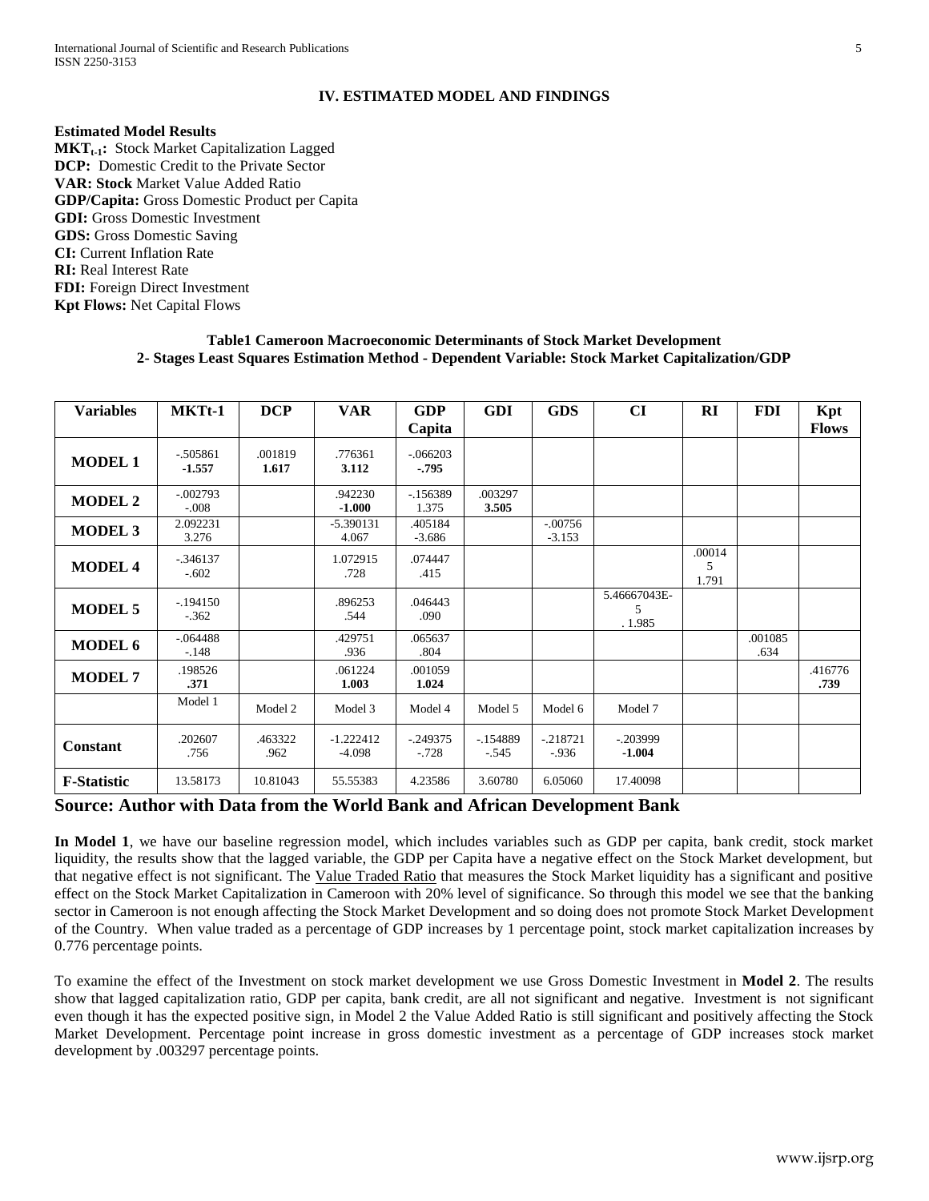## IV. ESTIMATED MODEL AND FINDINGS

**Estimated Model Results**

**$MKT_{t-1}$:** Stock Market Capitalization Lagged
**DCP:** Domestic Credit to the Private Sector
**VAR: Stock** Market Value Added Ratio
**GDP/Capita:** Gross Domestic Product per Capita
**GDI:** Gross Domestic Investment
**GDS:** Gross Domestic Saving
**CI:** Current Inflation Rate
**RI:** Real Interest Rate
**FDI:** Foreign Direct Investment
**Kpt Flows:** Net Capital Flows

**Table1 Cameroon Macroeconomic Determinants of Stock Market Development**
**2- Stages Least Squares Estimation Method - Dependent Variable: Stock Market Capitalization/GDP**

| Variables | MKTt-1 | DCP | VAR | GDP Capita | GDI | GDS | CI | RI | FDI | Kpt Flows |
|---|---|---|---|---|---|---|---|---|---|---|
| **MODEL 1** | -.505861 **-1.557** | .001819 **1.617** | .776361 **3.112** | -.066203 **-.795** | | | | | | |
| **MODEL 2** | -.002793 -.008 | | .942230 **-1.000** | -.156389 1.375 | .003297 **3.505** | | | | | |
| **MODEL 3** | 2.092231 3.276 | | -5.390131 4.067 | .405184 -3.686 | | -.00756 -3.153 | | | | |
| **MODEL 4** | -.346137 -.602 | | 1.072915 .728 | .074447 .415 | | | | .000145 1.791 | | |
| **MODEL 5** | -.194150 -.362 | | .896253 .544 | .046443 .090 | | | 5.46667043E-5 . 1.985 | | | |
| **MODEL 6** | -.064488 -.148 | | .429751 .936 | .065637 .804 | | | | | .001085 .634 | |
| **MODEL 7** | .198526 **.371** | | .061224 **1.003** | .001059 **1.024** | | | | | | .416776 **.739** |
| | Model 1 | Model 2 | Model 3 | Model 4 | Model 5 | Model 6 | Model 7 | | | |
| **Constant** | .202607 .756 | .463322 .962 | -1.222412 -4.098 | -.249375 -.728 | -.154889 -.545 | -.218721 -.936 | -.203999 **-1.004** | | | |
| **F-Statistic** | 13.58173 | 10.81043 | 55.55383 | 4.23586 | 3.60780 | 6.05060 | 17.40098 | | | |

**Source: Author with Data from the World Bank and African Development Bank**

**In Model 1**, we have our baseline regression model, which includes variables such as GDP per capita, bank credit, stock market liquidity, the results show that the lagged variable, the GDP per Capita have a negative effect on the Stock Market development, but that negative effect is not significant. The Value Traded Ratio that measures the Stock Market liquidity has a significant and positive effect on the Stock Market Capitalization in Cameroon with 20% level of significance. So through this model we see that the banking sector in Cameroon is not enough affecting the Stock Market Development and so doing does not promote Stock Market Development of the Country. When value traded as a percentage of GDP increases by 1 percentage point, stock market capitalization increases by 0.776 percentage points.

To examine the effect of the Investment on stock market development we use Gross Domestic Investment in **Model 2**. The results show that lagged capitalization ratio, GDP per capita, bank credit, are all not significant and negative. Investment is not significant even though it has the expected positive sign, in Model 2 the Value Added Ratio is still significant and positively affecting the Stock Market Development. Percentage point increase in gross domestic investment as a percentage of GDP increases stock market development by .003297 percentage points.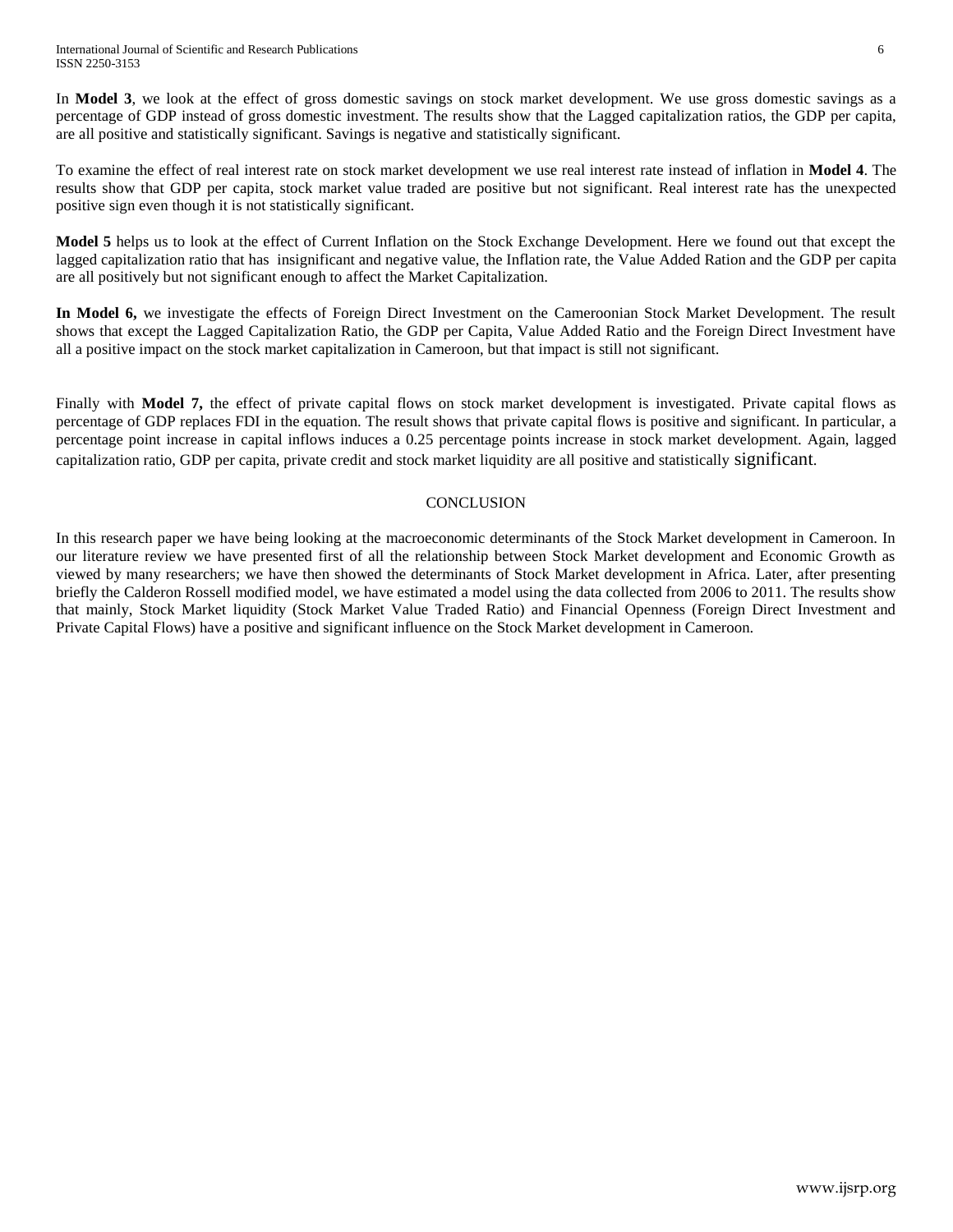In **Model 3**, we look at the effect of gross domestic savings on stock market development. We use gross domestic savings as a percentage of GDP instead of gross domestic investment. The results show that the Lagged capitalization ratios, the GDP per capita, are all positive and statistically significant. Savings is negative and statistically significant.

To examine the effect of real interest rate on stock market development we use real interest rate instead of inflation in **Model 4**. The results show that GDP per capita, stock market value traded are positive but not significant. Real interest rate has the unexpected positive sign even though it is not statistically significant.

**Model 5** helps us to look at the effect of Current Inflation on the Stock Exchange Development. Here we found out that except the lagged capitalization ratio that has insignificant and negative value, the Inflation rate, the Value Added Ration and the GDP per capita are all positively but not significant enough to affect the Market Capitalization.

**In Model 6,** we investigate the effects of Foreign Direct Investment on the Cameroonian Stock Market Development. The result shows that except the Lagged Capitalization Ratio, the GDP per Capita, Value Added Ratio and the Foreign Direct Investment have all a positive impact on the stock market capitalization in Cameroon, but that impact is still not significant.

Finally with **Model 7,** the effect of private capital flows on stock market development is investigated. Private capital flows as percentage of GDP replaces FDI in the equation. The result shows that private capital flows is positive and significant. In particular, a percentage point increase in capital inflows induces a 0.25 percentage points increase in stock market development. Again, lagged capitalization ratio, GDP per capita, private credit and stock market liquidity are all positive and statistically significant.

## CONCLUSION

In this research paper we have being looking at the macroeconomic determinants of the Stock Market development in Cameroon. In our literature review we have presented first of all the relationship between Stock Market development and Economic Growth as viewed by many researchers; we have then showed the determinants of Stock Market development in Africa. Later, after presenting briefly the Calderon Rossell modified model, we have estimated a model using the data collected from 2006 to 2011. The results show that mainly, Stock Market liquidity (Stock Market Value Traded Ratio) and Financial Openness (Foreign Direct Investment and Private Capital Flows) have a positive and significant influence on the Stock Market development in Cameroon.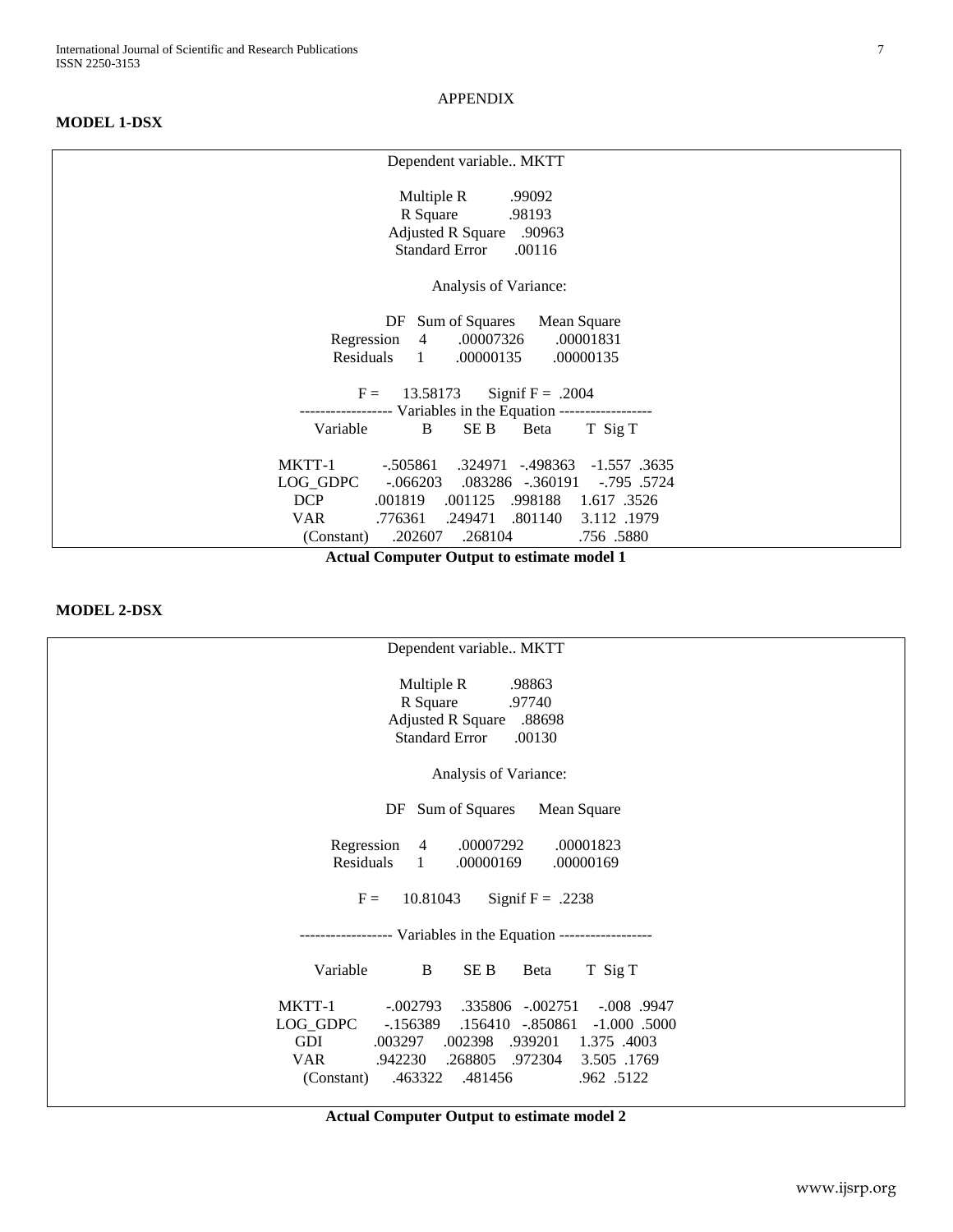APPENDIX

**MODEL 1-DSX**

Dependent variable.. MKTT

Multiple R .99092
R Square .98193
Adjusted R Square .90963
Standard Error .00116

Analysis of Variance:

| | DF | Sum of Squares | Mean Square |
|---|---|---|---|
| Regression | 4 | .00007326 | .00001831 |
| Residuals | 1 | .00000135 | .00000135 |

F = 13.58173 Signif F = .2004

------------------ Variables in the Equation ------------------

| Variable | B | SE B | Beta | T | Sig T |
|---|---|---|---|---|---|
| MKTT-1 | -.505861 | .324971 | -.498363 | -1.557 | .3635 |
| LOG_GDPC | -.066203 | .083286 | -.360191 | -.795 | .5724 |
| DCP | .001819 | .001125 | .998188 | 1.617 | .3526 |
| VAR | .776361 | .249471 | .801140 | 3.112 | .1979 |
| (Constant) | .202607 | .268104 | | .756 | .5880 |

**Actual Computer Output to estimate model 1**

**MODEL 2-DSX**

Dependent variable.. MKTT

Multiple R .98863
R Square .97740
Adjusted R Square .88698
Standard Error .00130

Analysis of Variance:

| | DF | Sum of Squares | Mean Square |
|---|---|---|---|
| Regression | 4 | .00007292 | .00001823 |
| Residuals | 1 | .00000169 | .00000169 |

F = 10.81043 Signif F = .2238

------------------ Variables in the Equation ------------------

| Variable | B | SE B | Beta | T | Sig T |
|---|---|---|---|---|---|
| MKTT-1 | -.002793 | .335806 | -.002751 | -.008 | .9947 |
| LOG_GDPC | -.156389 | .156410 | -.850861 | -1.000 | .5000 |
| GDI | .003297 | .002398 | .939201 | 1.375 | .4003 |
| VAR | .942230 | .268805 | .972304 | 3.505 | .1769 |
| (Constant) | .463322 | .481456 | | .962 | .5122 |

**Actual Computer Output to estimate model 2**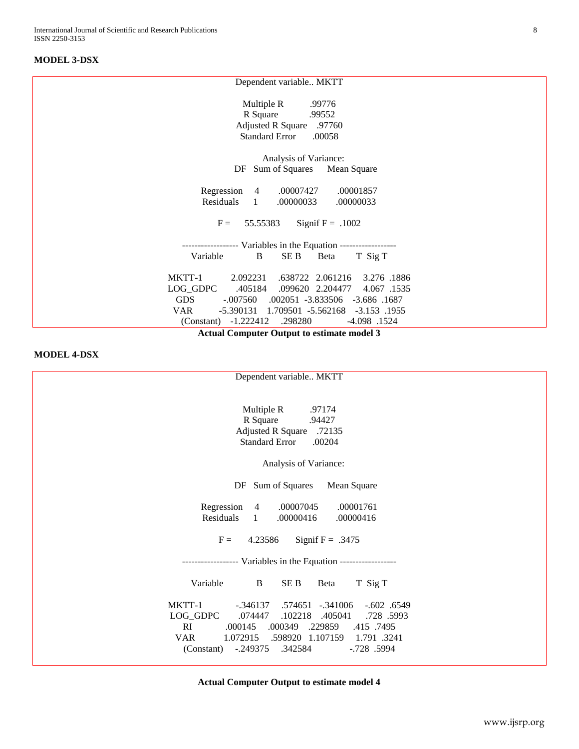**MODEL 3-DSX**

Dependent variable.. MKTT

| | |
|---|---|
| Multiple R | .99776 |
| R Square | .99552 |
| Adjusted R Square | .97760 |
| Standard Error | .00058 |

Analysis of Variance:

| | DF | Sum of Squares | Mean Square |
|---|---|---|---|
| Regression | 4 | .00007427 | .00001857 |
| Residuals | 1 | .00000033 | .00000033 |

F = 55.55383 Signif F = .1002

------------------ Variables in the Equation ------------------

| Variable | B | SE B | Beta | T | Sig T |
|---|---|---|---|---|---|
| MKTT-1 | 2.092231 | .638722 | 2.061216 | 3.276 | .1886 |
| LOG_GDPC | .405184 | .099620 | 2.204477 | 4.067 | .1535 |
| GDS | -.007560 | .002051 | -3.833506 | -3.686 | .1687 |
| VAR | -5.390131 | 1.709501 | -5.562168 | -3.153 | .1955 |
| (Constant) | -1.222412 | .298280 | | -4.098 | .1524 |

**Actual Computer Output to estimate model 3**

**MODEL 4-DSX**

Dependent variable.. MKTT

| | |
|---|---|
| Multiple R | .97174 |
| R Square | .94427 |
| Adjusted R Square | .72135 |
| Standard Error | .00204 |

Analysis of Variance:

| | DF | Sum of Squares | Mean Square |
|---|---|---|---|
| Regression | 4 | .00007045 | .00001761 |
| Residuals | 1 | .00000416 | .00000416 |

F = 4.23586 Signif F = .3475

------------------ Variables in the Equation ------------------

| Variable | B | SE B | Beta | T | Sig T |
|---|---|---|---|---|---|
| MKTT-1 | -.346137 | .574651 | -.341006 | -.602 | .6549 |
| LOG_GDPC | .074447 | .102218 | .405041 | .728 | .5993 |
| RI | .000145 | .000349 | .229859 | .415 | .7495 |
| VAR | 1.072915 | .598920 | 1.107159 | 1.791 | .3241 |
| (Constant) | -.249375 | .342584 | | -.728 | .5994 |

**Actual Computer Output to estimate model 4**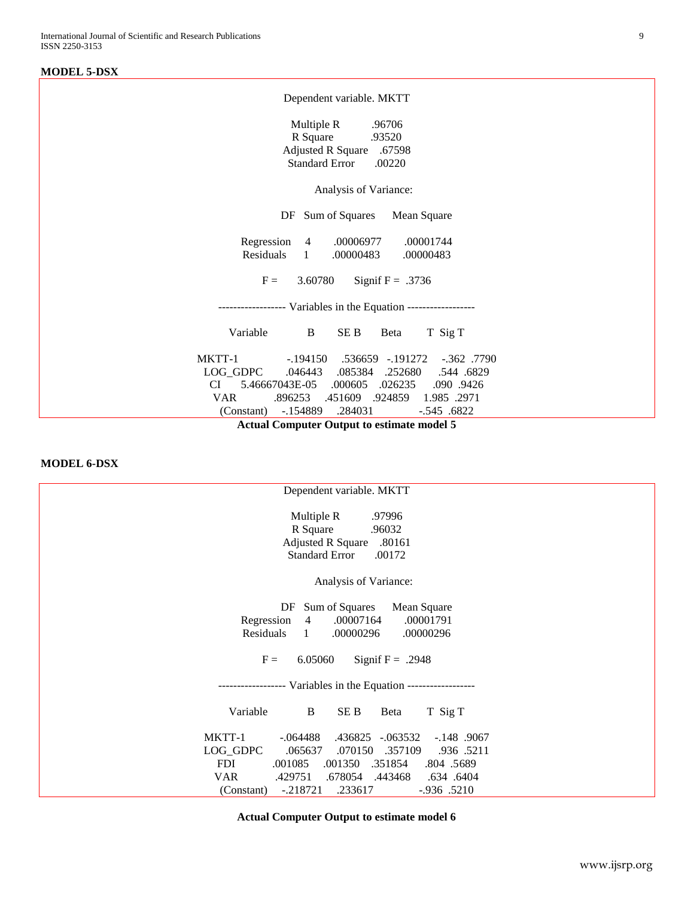**MODEL 5-DSX**

Dependent variable. MKTT

| | |
|---|---|
| Multiple R | .96706 |
| R Square | .93520 |
| Adjusted R Square | .67598 |
| Standard Error | .00220 |

Analysis of Variance:

| | DF | Sum of Squares | Mean Square |
|---|---|---|---|
| Regression | 4 | .00006977 | .00001744 |
| Residuals | 1 | .00000483 | .00000483 |

F = 3.60780 Signif F = .3736

------------------ Variables in the Equation ------------------

| Variable | B | SE B | Beta | T | Sig T |
|---|---|---|---|---|---|
| MKTT-1 | -.194150 | .536659 | -.191272 | -.362 | .7790 |
| LOG_GDPC | .046443 | .085384 | .252680 | .544 | .6829 |
| CI | 5.46667043E-05 | .000605 | .026235 | .090 | .9426 |
| VAR | .896253 | .451609 | .924859 | 1.985 | .2971 |
| (Constant) | -.154889 | .284031 | | -.545 | .6822 |

**Actual Computer Output to estimate model 5**

**MODEL 6-DSX**

Dependent variable. MKTT

| | |
|---|---|
| Multiple R | .97996 |
| R Square | .96032 |
| Adjusted R Square | .80161 |
| Standard Error | .00172 |

Analysis of Variance:

| | DF | Sum of Squares | Mean Square |
|---|---|---|---|
| Regression | 4 | .00007164 | .00001791 |
| Residuals | 1 | .00000296 | .00000296 |

F = 6.05060 Signif F = .2948

------------------ Variables in the Equation ------------------

| Variable | B | SE B | Beta | T | Sig T |
|---|---|---|---|---|---|
| MKTT-1 | -.064488 | .436825 | -.063532 | -.148 | .9067 |
| LOG_GDPC | .065637 | .070150 | .357109 | .936 | .5211 |
| FDI | .001085 | .001350 | .351854 | .804 | .5689 |
| VAR | .429751 | .678054 | .443468 | .634 | .6404 |
| (Constant) | -.218721 | .233617 | | -.936 | .5210 |

**Actual Computer Output to estimate model 6**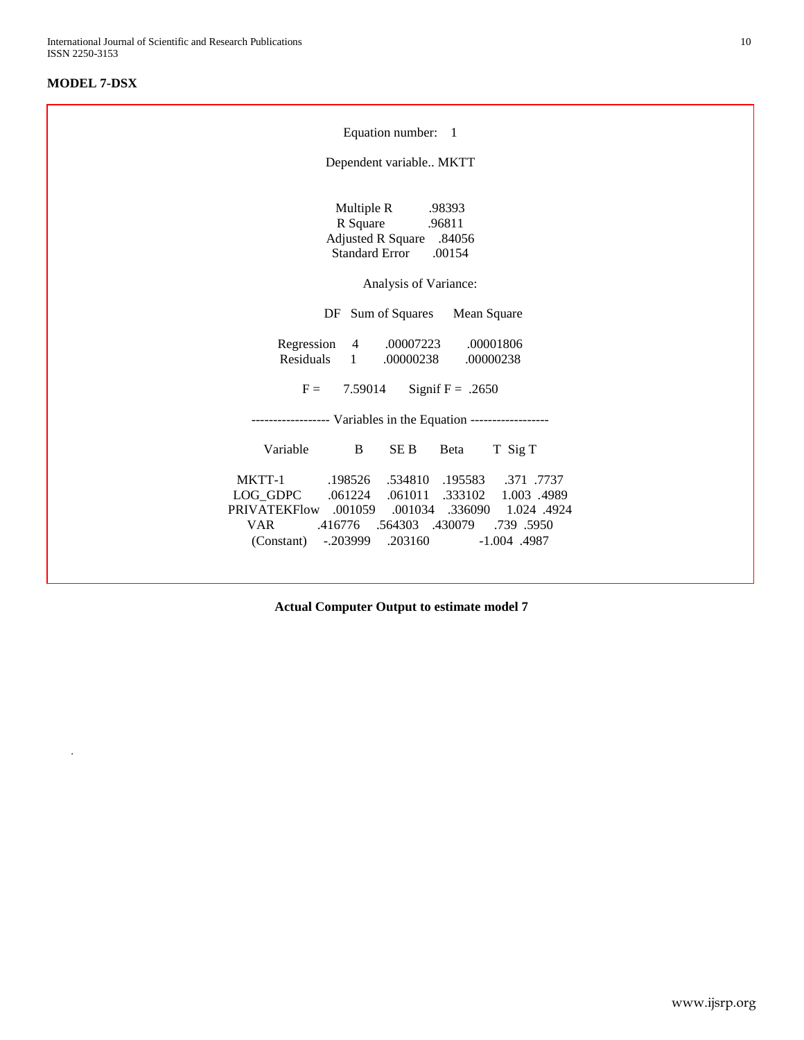**MODEL 7-DSX**

Equation number: 1

Dependent variable.. MKTT

| | |
|---|---|
| Multiple R | .98393 |
| R Square | .96811 |
| Adjusted R Square | .84056 |
| Standard Error | .00154 |

Analysis of Variance:

| | DF | Sum of Squares | Mean Square |
|---|---|---|---|
| Regression | 4 | .00007223 | .00001806 |
| Residuals | 1 | .00000238 | .00000238 |

F = 7.59014 Signif F = .2650

------------------ Variables in the Equation ------------------

| Variable | B | SE B | Beta | T | Sig T |
|---|---|---|---|---|---|
| MKTT-1 | .198526 | .534810 | .195583 | .371 | .7737 |
| LOG_GDPC | .061224 | .061011 | .333102 | 1.003 | .4989 |
| PRIVATEKFlow | .001059 | .001034 | .336090 | 1.024 | .4924 |
| VAR | .416776 | .564303 | .430079 | .739 | .5950 |
| (Constant) | -.203999 | .203160 | | -1.004 | .4987 |

**Actual Computer Output to estimate model 7**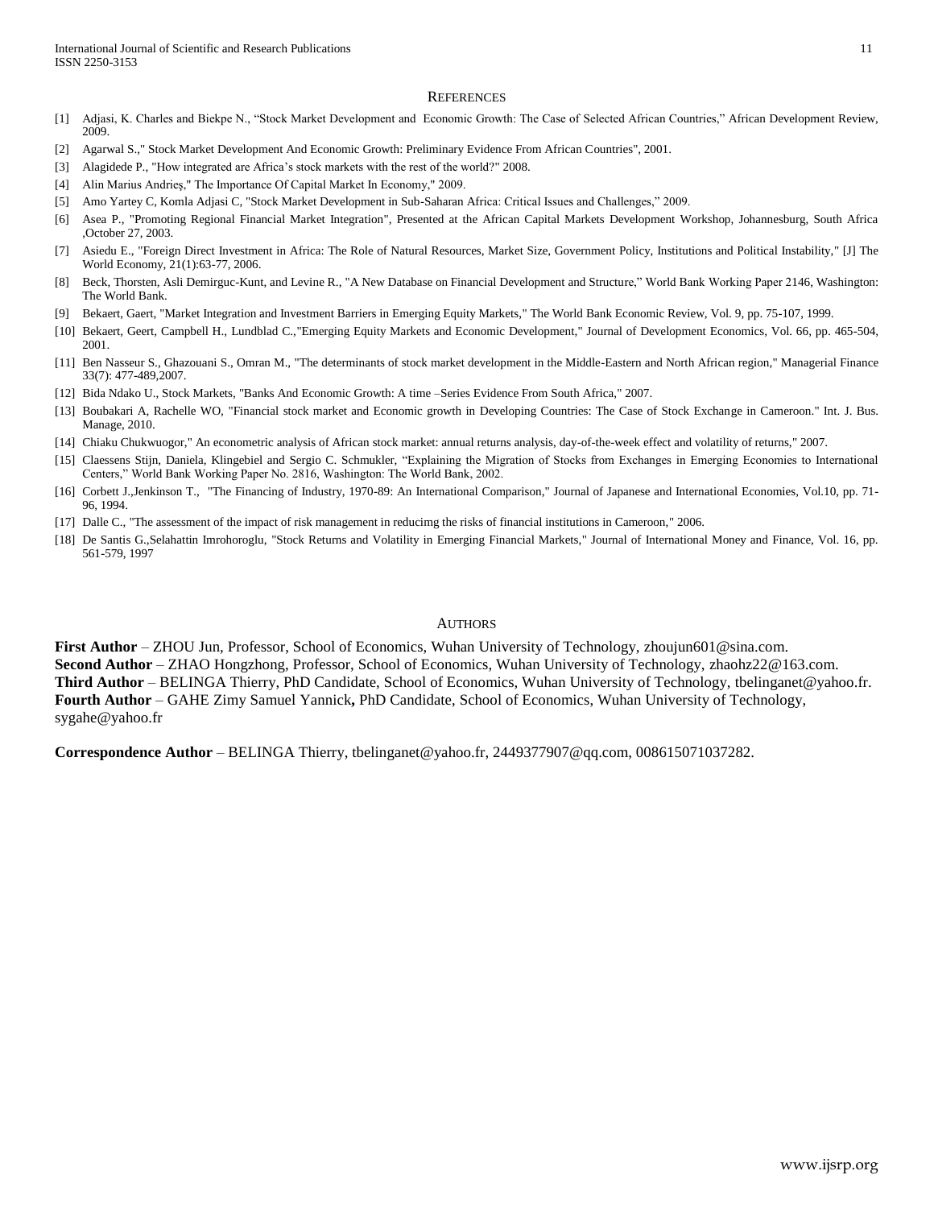## REFERENCES

[1] Adjasi, K. Charles and Biekpe N., "Stock Market Development and Economic Growth: The Case of Selected African Countries," African Development Review, 2009.

[2] Agarwal S.," Stock Market Development And Economic Growth: Preliminary Evidence From African Countries", 2001.

[3] Alagidede P., "How integrated are Africa's stock markets with the rest of the world?" 2008.

[4] Alin Marius Andrieș," The Importance Of Capital Market In Economy," 2009.

[5] Amo Yartey C, Komla Adjasi C, "Stock Market Development in Sub-Saharan Africa: Critical Issues and Challenges," 2009.

[6] Asea P., "Promoting Regional Financial Market Integration", Presented at the African Capital Markets Development Workshop, Johannesburg, South Africa ,October 27, 2003.

[7] Asiedu E., "Foreign Direct Investment in Africa: The Role of Natural Resources, Market Size, Government Policy, Institutions and Political Instability," [J] The World Economy, 21(1):63-77, 2006.

[8] Beck, Thorsten, Asli Demirguc-Kunt, and Levine R., "A New Database on Financial Development and Structure," World Bank Working Paper 2146, Washington: The World Bank.

[9] Bekaert, Gaert, "Market Integration and Investment Barriers in Emerging Equity Markets," The World Bank Economic Review, Vol. 9, pp. 75-107, 1999.

[10] Bekaert, Geert, Campbell H., Lundblad C.,"Emerging Equity Markets and Economic Development," Journal of Development Economics, Vol. 66, pp. 465-504, 2001.

[11] Ben Nasseur S., Ghazouani S., Omran M., "The determinants of stock market development in the Middle-Eastern and North African region," Managerial Finance 33(7): 477-489,2007.

[12] Bida Ndako U., Stock Markets, "Banks And Economic Growth: A time –Series Evidence From South Africa," 2007.

[13] Boubakari A, Rachelle WO, "Financial stock market and Economic growth in Developing Countries: The Case of Stock Exchange in Cameroon." Int. J. Bus. Manage, 2010.

[14] Chiaku Chukwuogor," An econometric analysis of African stock market: annual returns analysis, day-of-the-week effect and volatility of returns," 2007.

[15] Claessens Stijn, Daniela, Klingebiel and Sergio C. Schmukler, "Explaining the Migration of Stocks from Exchanges in Emerging Economies to International Centers," World Bank Working Paper No. 2816, Washington: The World Bank, 2002.

[16] Corbett J.,Jenkinson T., "The Financing of Industry, 1970-89: An International Comparison," Journal of Japanese and International Economies, Vol.10, pp. 71-96, 1994.

[17] Dalle C., "The assessment of the impact of risk management in reducimg the risks of financial institutions in Cameroon," 2006.

[18] De Santis G.,Selahattin Imrohoroglu, "Stock Returns and Volatility in Emerging Financial Markets," Journal of International Money and Finance, Vol. 16, pp. 561-579, 1997

## AUTHORS

**First Author** – ZHOU Jun, Professor, School of Economics, Wuhan University of Technology, zhoujun601@sina.com.
**Second Author** – ZHAO Hongzhong, Professor, School of Economics, Wuhan University of Technology, zhaohz22@163.com.
**Third Author** – BELINGA Thierry, PhD Candidate, School of Economics, Wuhan University of Technology, tbelinganet@yahoo.fr.
**Fourth Author** – GAHE Zimy Samuel Yannick**,** PhD Candidate, School of Economics, Wuhan University of Technology, sygahe@yahoo.fr

**Correspondence Author** – BELINGA Thierry, tbelinganet@yahoo.fr, 2449377907@qq.com, 008615071037282.